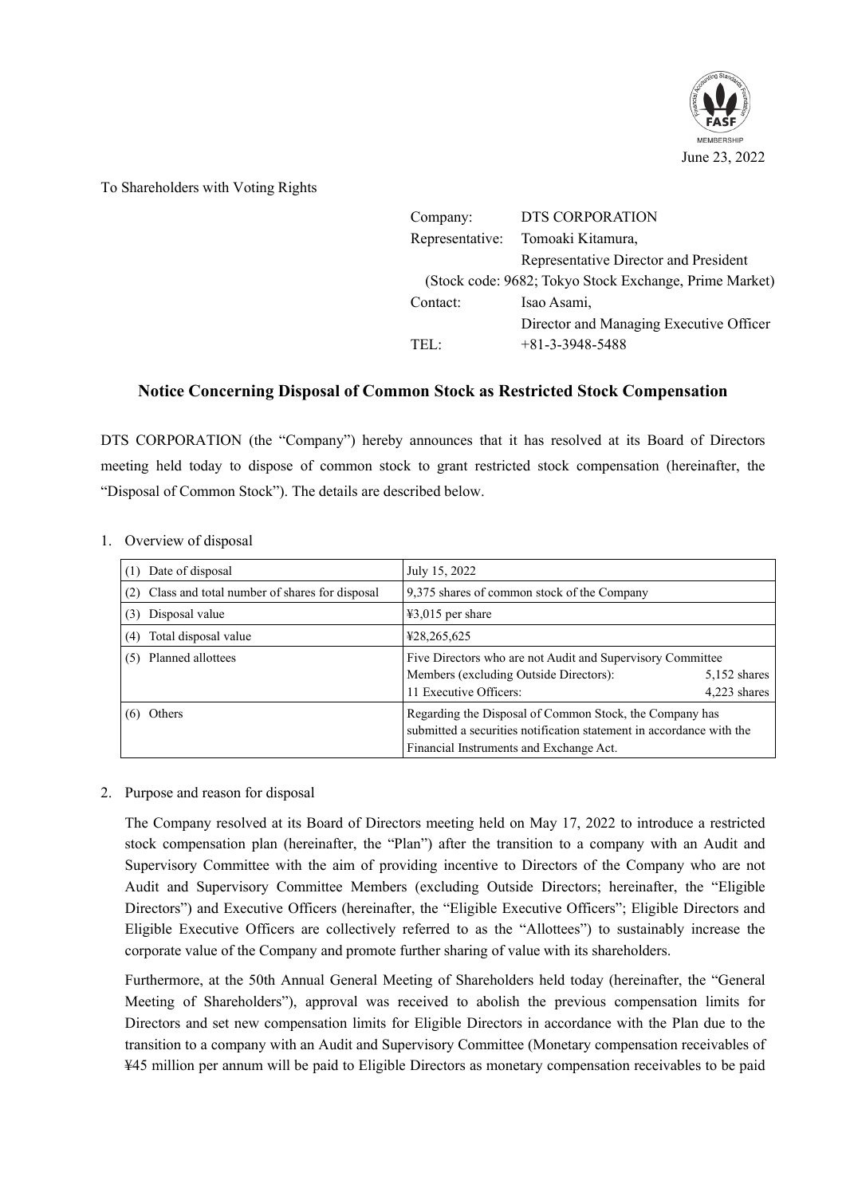June 23, 2022

To Shareholders with Voting Rights

Company: DTS CORPORATION
Representative: Tomoaki Kitamura,
Representative Director and President
(Stock code: 9682; Tokyo Stock Exchange, Prime Market)
Contact: Isao Asami,
Director and Managing Executive Officer
TEL: +81-3-3948-5488

## Notice Concerning Disposal of Common Stock as Restricted Stock Compensation

DTS CORPORATION (the "Company") hereby announces that it has resolved at its Board of Directors meeting held today to dispose of common stock to grant restricted stock compensation (hereinafter, the "Disposal of Common Stock"). The details are described below.

1. Overview of disposal

| | |
|---|---|
| (1) Date of disposal | July 15, 2022 |
| (2) Class and total number of shares for disposal | 9,375 shares of common stock of the Company |
| (3) Disposal value | ¥3,015 per share |
| (4) Total disposal value | ¥28,265,625 |
| (5) Planned allottees | Five Directors who are not Audit and Supervisory Committee Members (excluding Outside Directors): 5,152 shares<br>11 Executive Officers: 4,223 shares |
| (6) Others | Regarding the Disposal of Common Stock, the Company has submitted a securities notification statement in accordance with the Financial Instruments and Exchange Act. |

2. Purpose and reason for disposal

The Company resolved at its Board of Directors meeting held on May 17, 2022 to introduce a restricted stock compensation plan (hereinafter, the "Plan") after the transition to a company with an Audit and Supervisory Committee with the aim of providing incentive to Directors of the Company who are not Audit and Supervisory Committee Members (excluding Outside Directors; hereinafter, the "Eligible Directors") and Executive Officers (hereinafter, the "Eligible Executive Officers"; Eligible Directors and Eligible Executive Officers are collectively referred to as the "Allottees") to sustainably increase the corporate value of the Company and promote further sharing of value with its shareholders.

Furthermore, at the 50th Annual General Meeting of Shareholders held today (hereinafter, the "General Meeting of Shareholders"), approval was received to abolish the previous compensation limits for Directors and set new compensation limits for Eligible Directors in accordance with the Plan due to the transition to a company with an Audit and Supervisory Committee (Monetary compensation receivables of ¥45 million per annum will be paid to Eligible Directors as monetary compensation receivables to be paid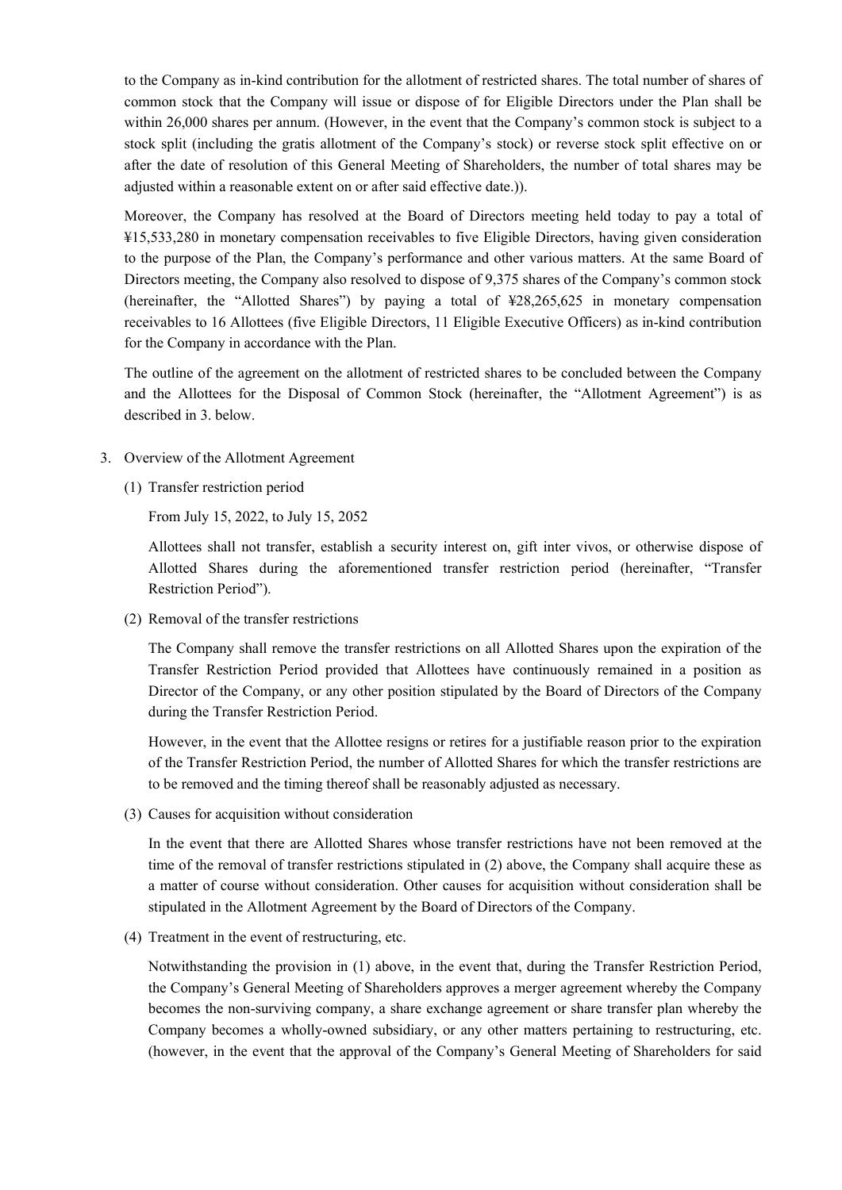to the Company as in-kind contribution for the allotment of restricted shares. The total number of shares of common stock that the Company will issue or dispose of for Eligible Directors under the Plan shall be within 26,000 shares per annum. (However, in the event that the Company's common stock is subject to a stock split (including the gratis allotment of the Company's stock) or reverse stock split effective on or after the date of resolution of this General Meeting of Shareholders, the number of total shares may be adjusted within a reasonable extent on or after said effective date.)).

Moreover, the Company has resolved at the Board of Directors meeting held today to pay a total of ¥15,533,280 in monetary compensation receivables to five Eligible Directors, having given consideration to the purpose of the Plan, the Company's performance and other various matters. At the same Board of Directors meeting, the Company also resolved to dispose of 9,375 shares of the Company's common stock (hereinafter, the "Allotted Shares") by paying a total of ¥28,265,625 in monetary compensation receivables to 16 Allottees (five Eligible Directors, 11 Eligible Executive Officers) as in-kind contribution for the Company in accordance with the Plan.

The outline of the agreement on the allotment of restricted shares to be concluded between the Company and the Allottees for the Disposal of Common Stock (hereinafter, the "Allotment Agreement") is as described in 3. below.

3. Overview of the Allotment Agreement

(1) Transfer restriction period

From July 15, 2022, to July 15, 2052

Allottees shall not transfer, establish a security interest on, gift inter vivos, or otherwise dispose of Allotted Shares during the aforementioned transfer restriction period (hereinafter, "Transfer Restriction Period").

(2) Removal of the transfer restrictions

The Company shall remove the transfer restrictions on all Allotted Shares upon the expiration of the Transfer Restriction Period provided that Allottees have continuously remained in a position as Director of the Company, or any other position stipulated by the Board of Directors of the Company during the Transfer Restriction Period.

However, in the event that the Allottee resigns or retires for a justifiable reason prior to the expiration of the Transfer Restriction Period, the number of Allotted Shares for which the transfer restrictions are to be removed and the timing thereof shall be reasonably adjusted as necessary.

(3) Causes for acquisition without consideration

In the event that there are Allotted Shares whose transfer restrictions have not been removed at the time of the removal of transfer restrictions stipulated in (2) above, the Company shall acquire these as a matter of course without consideration. Other causes for acquisition without consideration shall be stipulated in the Allotment Agreement by the Board of Directors of the Company.

(4) Treatment in the event of restructuring, etc.

Notwithstanding the provision in (1) above, in the event that, during the Transfer Restriction Period, the Company's General Meeting of Shareholders approves a merger agreement whereby the Company becomes the non-surviving company, a share exchange agreement or share transfer plan whereby the Company becomes a wholly-owned subsidiary, or any other matters pertaining to restructuring, etc. (however, in the event that the approval of the Company's General Meeting of Shareholders for said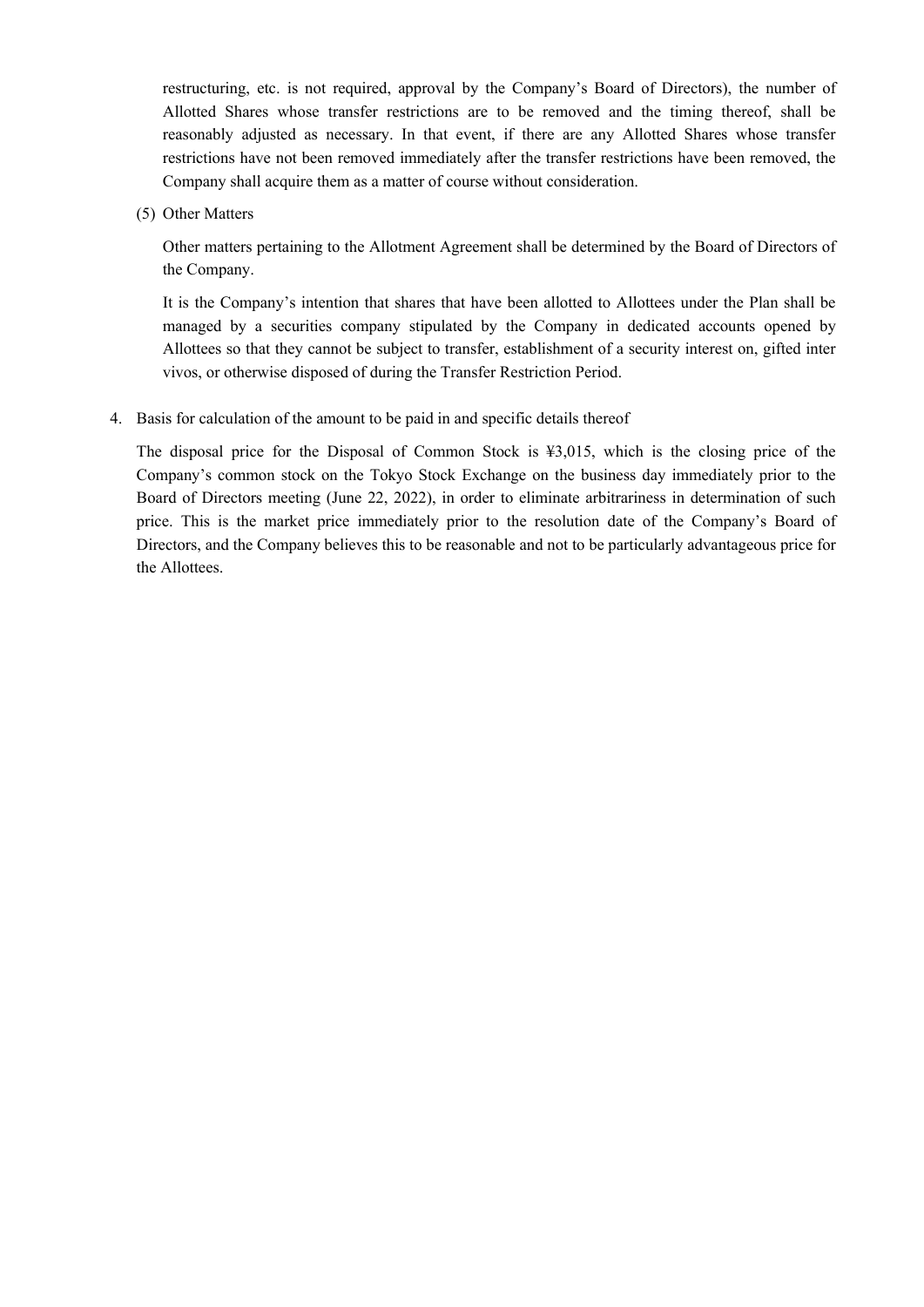restructuring, etc. is not required, approval by the Company's Board of Directors), the number of Allotted Shares whose transfer restrictions are to be removed and the timing thereof, shall be reasonably adjusted as necessary. In that event, if there are any Allotted Shares whose transfer restrictions have not been removed immediately after the transfer restrictions have been removed, the Company shall acquire them as a matter of course without consideration.

(5) Other Matters

Other matters pertaining to the Allotment Agreement shall be determined by the Board of Directors of the Company.

It is the Company's intention that shares that have been allotted to Allottees under the Plan shall be managed by a securities company stipulated by the Company in dedicated accounts opened by Allottees so that they cannot be subject to transfer, establishment of a security interest on, gifted inter vivos, or otherwise disposed of during the Transfer Restriction Period.

4. Basis for calculation of the amount to be paid in and specific details thereof

The disposal price for the Disposal of Common Stock is ¥3,015, which is the closing price of the Company's common stock on the Tokyo Stock Exchange on the business day immediately prior to the Board of Directors meeting (June 22, 2022), in order to eliminate arbitrariness in determination of such price. This is the market price immediately prior to the resolution date of the Company's Board of Directors, and the Company believes this to be reasonable and not to be particularly advantageous price for the Allottees.